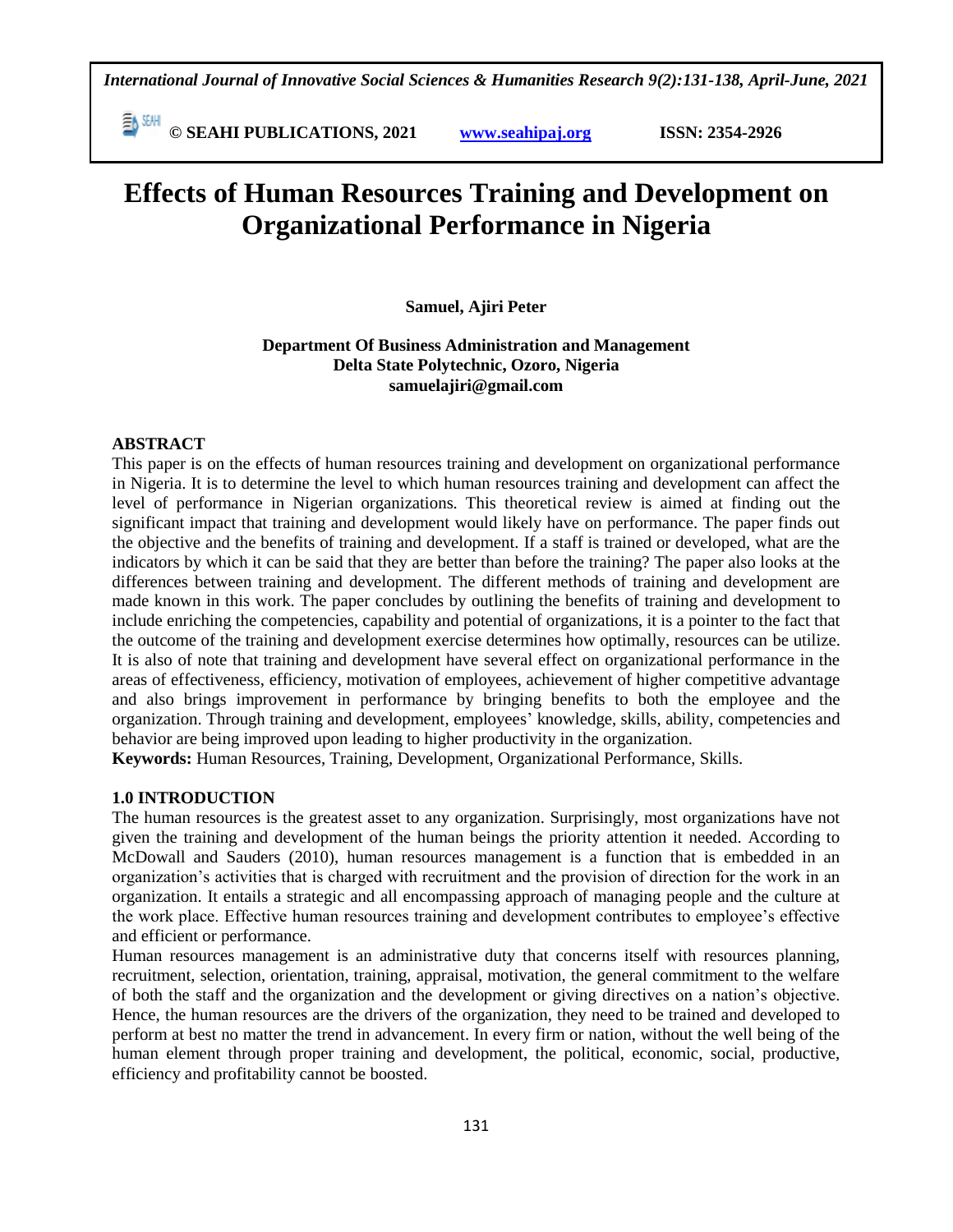# Effects of Human Resources Training and Development on Organizational Performance in Nigeria

**Samuel, Ajiri Peter**

**Department Of Business Administration and Management**
**Delta State Polytechnic, Ozoro, Nigeria**
**samuelajiri@gmail.com**

## ABSTRACT

This paper is on the effects of human resources training and development on organizational performance in Nigeria. It is to determine the level to which human resources training and development can affect the level of performance in Nigerian organizations. This theoretical review is aimed at finding out the significant impact that training and development would likely have on performance. The paper finds out the objective and the benefits of training and development. If a staff is trained or developed, what are the indicators by which it can be said that they are better than before the training? The paper also looks at the differences between training and development. The different methods of training and development are made known in this work. The paper concludes by outlining the benefits of training and development to include enriching the competencies, capability and potential of organizations, it is a pointer to the fact that the outcome of the training and development exercise determines how optimally, resources can be utilize. It is also of note that training and development have several effect on organizational performance in the areas of effectiveness, efficiency, motivation of employees, achievement of higher competitive advantage and also brings improvement in performance by bringing benefits to both the employee and the organization. Through training and development, employees' knowledge, skills, ability, competencies and behavior are being improved upon leading to higher productivity in the organization.

**Keywords:** Human Resources, Training, Development, Organizational Performance, Skills.

## 1.0 INTRODUCTION

The human resources is the greatest asset to any organization. Surprisingly, most organizations have not given the training and development of the human beings the priority attention it needed. According to McDowall and Sauders (2010), human resources management is a function that is embedded in an organization's activities that is charged with recruitment and the provision of direction for the work in an organization. It entails a strategic and all encompassing approach of managing people and the culture at the work place. Effective human resources training and development contributes to employee's effective and efficient or performance.

Human resources management is an administrative duty that concerns itself with resources planning, recruitment, selection, orientation, training, appraisal, motivation, the general commitment to the welfare of both the staff and the organization and the development or giving directives on a nation's objective. Hence, the human resources are the drivers of the organization, they need to be trained and developed to perform at best no matter the trend in advancement. In every firm or nation, without the well being of the human element through proper training and development, the political, economic, social, productive, efficiency and profitability cannot be boosted.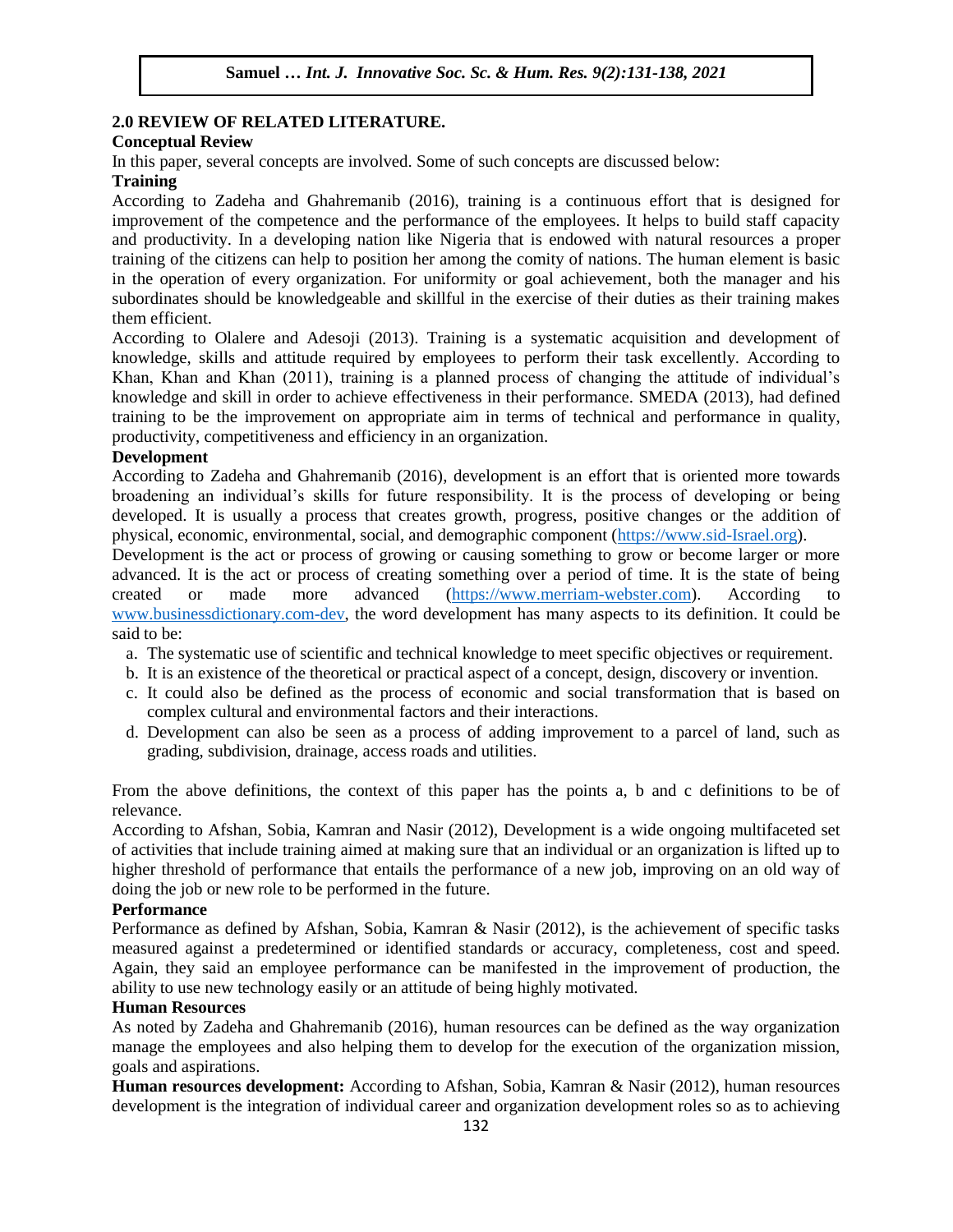## 2.0 REVIEW OF RELATED LITERATURE.

### Conceptual Review

In this paper, several concepts are involved. Some of such concepts are discussed below:

### Training

According to Zadeha and Ghahremanib (2016), training is a continuous effort that is designed for improvement of the competence and the performance of the employees. It helps to build staff capacity and productivity. In a developing nation like Nigeria that is endowed with natural resources a proper training of the citizens can help to position her among the comity of nations. The human element is basic in the operation of every organization. For uniformity or goal achievement, both the manager and his subordinates should be knowledgeable and skillful in the exercise of their duties as their training makes them efficient.

According to Olalere and Adesoji (2013). Training is a systematic acquisition and development of knowledge, skills and attitude required by employees to perform their task excellently. According to Khan, Khan and Khan (2011), training is a planned process of changing the attitude of individual's knowledge and skill in order to achieve effectiveness in their performance. SMEDA (2013), had defined training to be the improvement on appropriate aim in terms of technical and performance in quality, productivity, competitiveness and efficiency in an organization.

### Development

According to Zadeha and Ghahremanib (2016), development is an effort that is oriented more towards broadening an individual's skills for future responsibility. It is the process of developing or being developed. It is usually a process that creates growth, progress, positive changes or the addition of physical, economic, environmental, social, and demographic component (https://www.sid-Israel.org).

Development is the act or process of growing or causing something to grow or become larger or more advanced. It is the act or process of creating something over a period of time. It is the state of being created or made more advanced (https://www.merriam-webster.com). According to www.businessdictionary.com-dev, the word development has many aspects to its definition. It could be said to be:

a. The systematic use of scientific and technical knowledge to meet specific objectives or requirement.
b. It is an existence of the theoretical or practical aspect of a concept, design, discovery or invention.
c. It could also be defined as the process of economic and social transformation that is based on complex cultural and environmental factors and their interactions.
d. Development can also be seen as a process of adding improvement to a parcel of land, such as grading, subdivision, drainage, access roads and utilities.

From the above definitions, the context of this paper has the points a, b and c definitions to be of relevance.

According to Afshan, Sobia, Kamran and Nasir (2012), Development is a wide ongoing multifaceted set of activities that include training aimed at making sure that an individual or an organization is lifted up to higher threshold of performance that entails the performance of a new job, improving on an old way of doing the job or new role to be performed in the future.

### Performance

Performance as defined by Afshan, Sobia, Kamran & Nasir (2012), is the achievement of specific tasks measured against a predetermined or identified standards or accuracy, completeness, cost and speed. Again, they said an employee performance can be manifested in the improvement of production, the ability to use new technology easily or an attitude of being highly motivated.

### Human Resources

As noted by Zadeha and Ghahremanib (2016), human resources can be defined as the way organization manage the employees and also helping them to develop for the execution of the organization mission, goals and aspirations.

**Human resources development:** According to Afshan, Sobia, Kamran & Nasir (2012), human resources development is the integration of individual career and organization development roles so as to achieving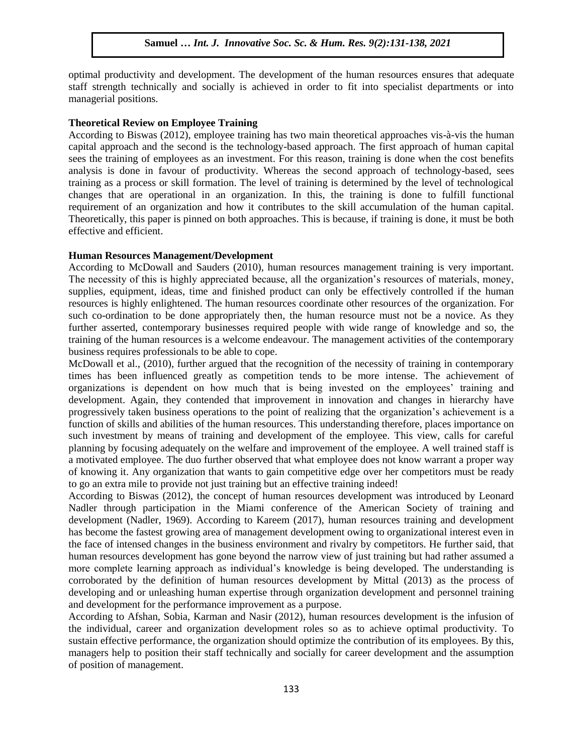optimal productivity and development. The development of the human resources ensures that adequate staff strength technically and socially is achieved in order to fit into specialist departments or into managerial positions.

**Theoretical Review on Employee Training**

According to Biswas (2012), employee training has two main theoretical approaches vis-à-vis the human capital approach and the second is the technology-based approach. The first approach of human capital sees the training of employees as an investment. For this reason, training is done when the cost benefits analysis is done in favour of productivity. Whereas the second approach of technology-based, sees training as a process or skill formation. The level of training is determined by the level of technological changes that are operational in an organization. In this, the training is done to fulfill functional requirement of an organization and how it contributes to the skill accumulation of the human capital. Theoretically, this paper is pinned on both approaches. This is because, if training is done, it must be both effective and efficient.

**Human Resources Management/Development**

According to McDowall and Sauders (2010), human resources management training is very important. The necessity of this is highly appreciated because, all the organization's resources of materials, money, supplies, equipment, ideas, time and finished product can only be effectively controlled if the human resources is highly enlightened. The human resources coordinate other resources of the organization. For such co-ordination to be done appropriately then, the human resource must not be a novice. As they further asserted, contemporary businesses required people with wide range of knowledge and so, the training of the human resources is a welcome endeavour. The management activities of the contemporary business requires professionals to be able to cope.

McDowall et al., (2010), further argued that the recognition of the necessity of training in contemporary times has been influenced greatly as competition tends to be more intense. The achievement of organizations is dependent on how much that is being invested on the employees' training and development. Again, they contended that improvement in innovation and changes in hierarchy have progressively taken business operations to the point of realizing that the organization's achievement is a function of skills and abilities of the human resources. This understanding therefore, places importance on such investment by means of training and development of the employee. This view, calls for careful planning by focusing adequately on the welfare and improvement of the employee. A well trained staff is a motivated employee. The duo further observed that what employee does not know warrant a proper way of knowing it. Any organization that wants to gain competitive edge over her competitors must be ready to go an extra mile to provide not just training but an effective training indeed!

According to Biswas (2012), the concept of human resources development was introduced by Leonard Nadler through participation in the Miami conference of the American Society of training and development (Nadler, 1969). According to Kareem (2017), human resources training and development has become the fastest growing area of management development owing to organizational interest even in the face of intensed changes in the business environment and rivalry by competitors. He further said, that human resources development has gone beyond the narrow view of just training but had rather assumed a more complete learning approach as individual's knowledge is being developed. The understanding is corroborated by the definition of human resources development by Mittal (2013) as the process of developing and or unleashing human expertise through organization development and personnel training and development for the performance improvement as a purpose.

According to Afshan, Sobia, Karman and Nasir (2012), human resources development is the infusion of the individual, career and organization development roles so as to achieve optimal productivity. To sustain effective performance, the organization should optimize the contribution of its employees. By this, managers help to position their staff technically and socially for career development and the assumption of position of management.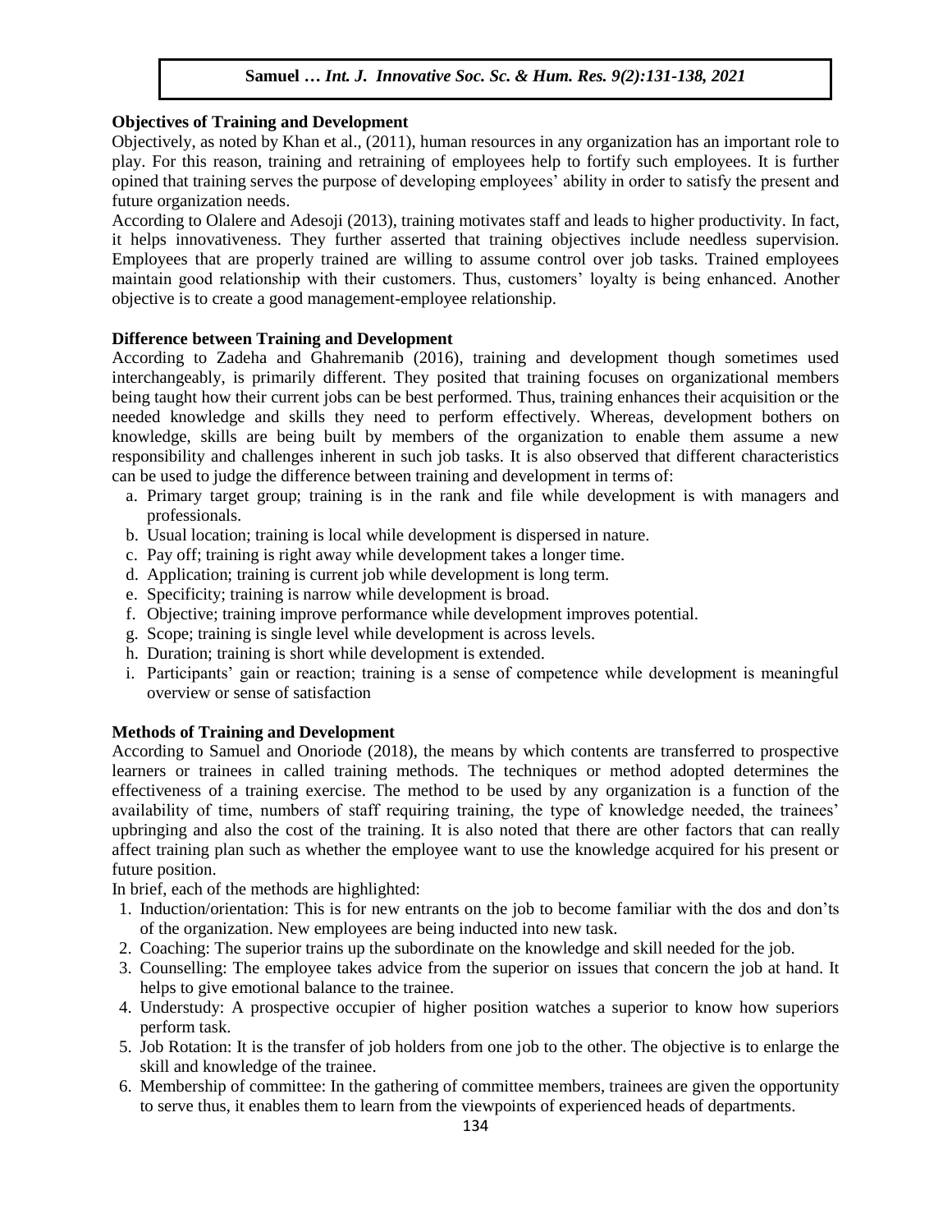**Objectives of Training and Development**

Objectively, as noted by Khan et al., (2011), human resources in any organization has an important role to play. For this reason, training and retraining of employees help to fortify such employees. It is further opined that training serves the purpose of developing employees' ability in order to satisfy the present and future organization needs.

According to Olalere and Adesoji (2013), training motivates staff and leads to higher productivity. In fact, it helps innovativeness. They further asserted that training objectives include needless supervision. Employees that are properly trained are willing to assume control over job tasks. Trained employees maintain good relationship with their customers. Thus, customers' loyalty is being enhanced. Another objective is to create a good management-employee relationship.

**Difference between Training and Development**

According to Zadeha and Ghahremanib (2016), training and development though sometimes used interchangeably, is primarily different. They posited that training focuses on organizational members being taught how their current jobs can be best performed. Thus, training enhances their acquisition or the needed knowledge and skills they need to perform effectively. Whereas, development bothers on knowledge, skills are being built by members of the organization to enable them assume a new responsibility and challenges inherent in such job tasks. It is also observed that different characteristics can be used to judge the difference between training and development in terms of:

a. Primary target group; training is in the rank and file while development is with managers and professionals.
b. Usual location; training is local while development is dispersed in nature.
c. Pay off; training is right away while development takes a longer time.
d. Application; training is current job while development is long term.
e. Specificity; training is narrow while development is broad.
f. Objective; training improve performance while development improves potential.
g. Scope; training is single level while development is across levels.
h. Duration; training is short while development is extended.
i. Participants' gain or reaction; training is a sense of competence while development is meaningful overview or sense of satisfaction

**Methods of Training and Development**

According to Samuel and Onoriode (2018), the means by which contents are transferred to prospective learners or trainees in called training methods. The techniques or method adopted determines the effectiveness of a training exercise. The method to be used by any organization is a function of the availability of time, numbers of staff requiring training, the type of knowledge needed, the trainees' upbringing and also the cost of the training. It is also noted that there are other factors that can really affect training plan such as whether the employee want to use the knowledge acquired for his present or future position.

In brief, each of the methods are highlighted:

1. Induction/orientation: This is for new entrants on the job to become familiar with the dos and don'ts of the organization. New employees are being inducted into new task.
2. Coaching: The superior trains up the subordinate on the knowledge and skill needed for the job.
3. Counselling: The employee takes advice from the superior on issues that concern the job at hand. It helps to give emotional balance to the trainee.
4. Understudy: A prospective occupier of higher position watches a superior to know how superiors perform task.
5. Job Rotation: It is the transfer of job holders from one job to the other. The objective is to enlarge the skill and knowledge of the trainee.
6. Membership of committee: In the gathering of committee members, trainees are given the opportunity to serve thus, it enables them to learn from the viewpoints of experienced heads of departments.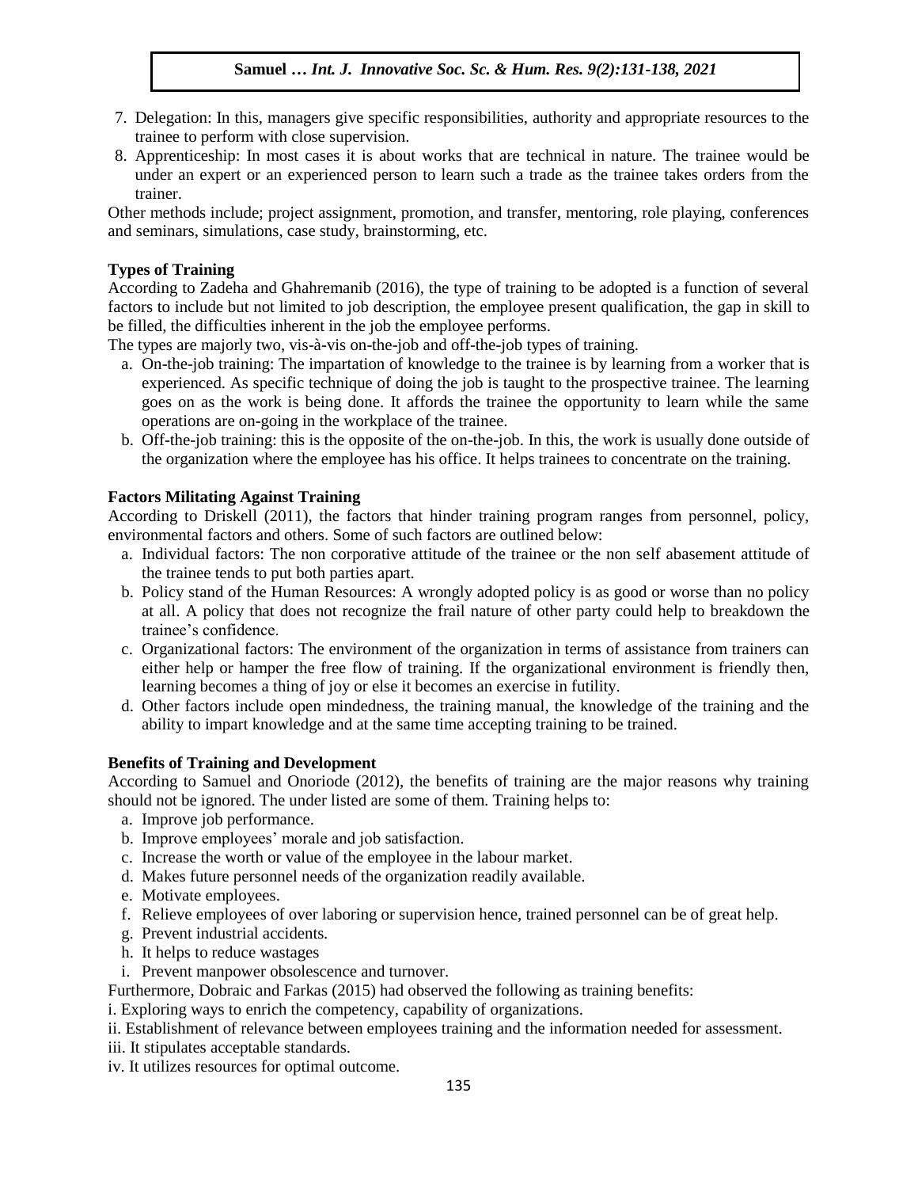7. Delegation: In this, managers give specific responsibilities, authority and appropriate resources to the trainee to perform with close supervision.
8. Apprenticeship: In most cases it is about works that are technical in nature. The trainee would be under an expert or an experienced person to learn such a trade as the trainee takes orders from the trainer.

Other methods include; project assignment, promotion, and transfer, mentoring, role playing, conferences and seminars, simulations, case study, brainstorming, etc.

**Types of Training**

According to Zadeha and Ghahremanib (2016), the type of training to be adopted is a function of several factors to include but not limited to job description, the employee present qualification, the gap in skill to be filled, the difficulties inherent in the job the employee performs.

The types are majorly two, vis-à-vis on-the-job and off-the-job types of training.

a. On-the-job training: The impartation of knowledge to the trainee is by learning from a worker that is experienced. As specific technique of doing the job is taught to the prospective trainee. The learning goes on as the work is being done. It affords the trainee the opportunity to learn while the same operations are on-going in the workplace of the trainee.
b. Off-the-job training: this is the opposite of the on-the-job. In this, the work is usually done outside of the organization where the employee has his office. It helps trainees to concentrate on the training.

**Factors Militating Against Training**

According to Driskell (2011), the factors that hinder training program ranges from personnel, policy, environmental factors and others. Some of such factors are outlined below:

a. Individual factors: The non corporative attitude of the trainee or the non self abasement attitude of the trainee tends to put both parties apart.
b. Policy stand of the Human Resources: A wrongly adopted policy is as good or worse than no policy at all. A policy that does not recognize the frail nature of other party could help to breakdown the trainee's confidence.
c. Organizational factors: The environment of the organization in terms of assistance from trainers can either help or hamper the free flow of training. If the organizational environment is friendly then, learning becomes a thing of joy or else it becomes an exercise in futility.
d. Other factors include open mindedness, the training manual, the knowledge of the training and the ability to impart knowledge and at the same time accepting training to be trained.

**Benefits of Training and Development**

According to Samuel and Onoriode (2012), the benefits of training are the major reasons why training should not be ignored. The under listed are some of them. Training helps to:

a. Improve job performance.
b. Improve employees' morale and job satisfaction.
c. Increase the worth or value of the employee in the labour market.
d. Makes future personnel needs of the organization readily available.
e. Motivate employees.
f. Relieve employees of over laboring or supervision hence, trained personnel can be of great help.
g. Prevent industrial accidents.
h. It helps to reduce wastages
i. Prevent manpower obsolescence and turnover.

Furthermore, Dobraic and Farkas (2015) had observed the following as training benefits:

i. Exploring ways to enrich the competency, capability of organizations.
ii. Establishment of relevance between employees training and the information needed for assessment.
iii. It stipulates acceptable standards.
iv. It utilizes resources for optimal outcome.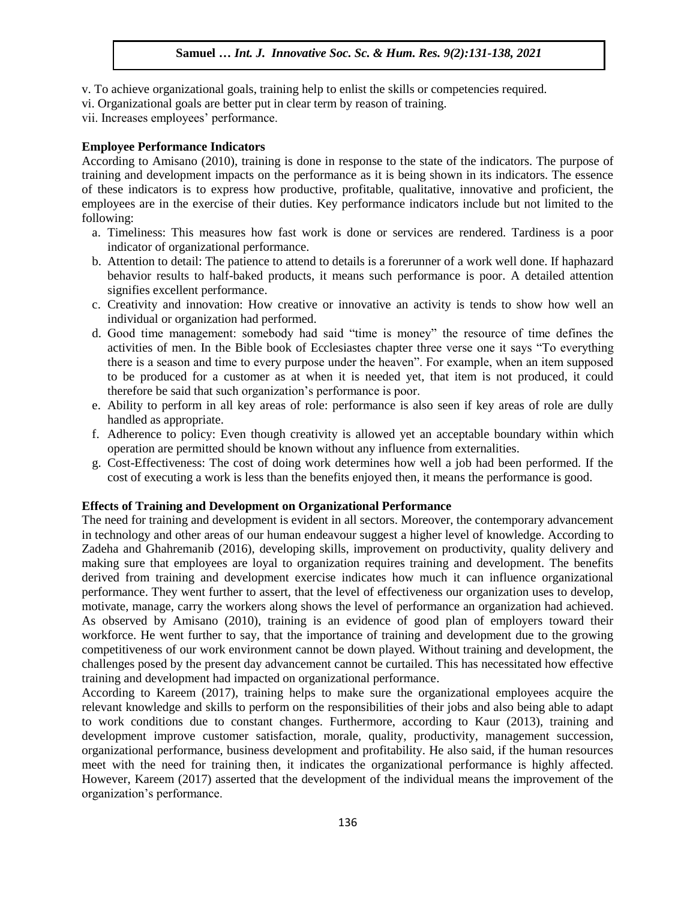v. To achieve organizational goals, training help to enlist the skills or competencies required.

vi. Organizational goals are better put in clear term by reason of training.

vii. Increases employees' performance.

**Employee Performance Indicators**

According to Amisano (2010), training is done in response to the state of the indicators. The purpose of training and development impacts on the performance as it is being shown in its indicators. The essence of these indicators is to express how productive, profitable, qualitative, innovative and proficient, the employees are in the exercise of their duties. Key performance indicators include but not limited to the following:

a. Timeliness: This measures how fast work is done or services are rendered. Tardiness is a poor indicator of organizational performance.
b. Attention to detail: The patience to attend to details is a forerunner of a work well done. If haphazard behavior results to half-baked products, it means such performance is poor. A detailed attention signifies excellent performance.
c. Creativity and innovation: How creative or innovative an activity is tends to show how well an individual or organization had performed.
d. Good time management: somebody had said "time is money" the resource of time defines the activities of men. In the Bible book of Ecclesiastes chapter three verse one it says "To everything there is a season and time to every purpose under the heaven". For example, when an item supposed to be produced for a customer as at when it is needed yet, that item is not produced, it could therefore be said that such organization's performance is poor.
e. Ability to perform in all key areas of role: performance is also seen if key areas of role are dully handled as appropriate.
f. Adherence to policy: Even though creativity is allowed yet an acceptable boundary within which operation are permitted should be known without any influence from externalities.
g. Cost-Effectiveness: The cost of doing work determines how well a job had been performed. If the cost of executing a work is less than the benefits enjoyed then, it means the performance is good.

**Effects of Training and Development on Organizational Performance**

The need for training and development is evident in all sectors. Moreover, the contemporary advancement in technology and other areas of our human endeavour suggest a higher level of knowledge. According to Zadeha and Ghahremanib (2016), developing skills, improvement on productivity, quality delivery and making sure that employees are loyal to organization requires training and development. The benefits derived from training and development exercise indicates how much it can influence organizational performance. They went further to assert, that the level of effectiveness our organization uses to develop, motivate, manage, carry the workers along shows the level of performance an organization had achieved. As observed by Amisano (2010), training is an evidence of good plan of employers toward their workforce. He went further to say, that the importance of training and development due to the growing competitiveness of our work environment cannot be down played. Without training and development, the challenges posed by the present day advancement cannot be curtailed. This has necessitated how effective training and development had impacted on organizational performance.

According to Kareem (2017), training helps to make sure the organizational employees acquire the relevant knowledge and skills to perform on the responsibilities of their jobs and also being able to adapt to work conditions due to constant changes. Furthermore, according to Kaur (2013), training and development improve customer satisfaction, morale, quality, productivity, management succession, organizational performance, business development and profitability. He also said, if the human resources meet with the need for training then, it indicates the organizational performance is highly affected. However, Kareem (2017) asserted that the development of the individual means the improvement of the organization's performance.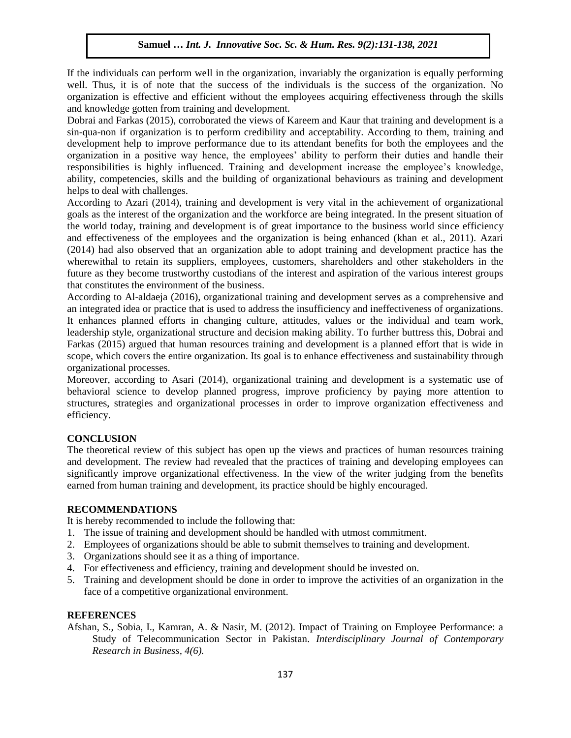If the individuals can perform well in the organization, invariably the organization is equally performing well. Thus, it is of note that the success of the individuals is the success of the organization. No organization is effective and efficient without the employees acquiring effectiveness through the skills and knowledge gotten from training and development.

Dobrai and Farkas (2015), corroborated the views of Kareem and Kaur that training and development is a sin-qua-non if organization is to perform credibility and acceptability. According to them, training and development help to improve performance due to its attendant benefits for both the employees and the organization in a positive way hence, the employees' ability to perform their duties and handle their responsibilities is highly influenced. Training and development increase the employee's knowledge, ability, competencies, skills and the building of organizational behaviours as training and development helps to deal with challenges.

According to Azari (2014), training and development is very vital in the achievement of organizational goals as the interest of the organization and the workforce are being integrated. In the present situation of the world today, training and development is of great importance to the business world since efficiency and effectiveness of the employees and the organization is being enhanced (khan et al., 2011). Azari (2014) had also observed that an organization able to adopt training and development practice has the wherewithal to retain its suppliers, employees, customers, shareholders and other stakeholders in the future as they become trustworthy custodians of the interest and aspiration of the various interest groups that constitutes the environment of the business.

According to Al-aldaeja (2016), organizational training and development serves as a comprehensive and an integrated idea or practice that is used to address the insufficiency and ineffectiveness of organizations. It enhances planned efforts in changing culture, attitudes, values or the individual and team work, leadership style, organizational structure and decision making ability. To further buttress this, Dobrai and Farkas (2015) argued that human resources training and development is a planned effort that is wide in scope, which covers the entire organization. Its goal is to enhance effectiveness and sustainability through organizational processes.

Moreover, according to Asari (2014), organizational training and development is a systematic use of behavioral science to develop planned progress, improve proficiency by paying more attention to structures, strategies and organizational processes in order to improve organization effectiveness and efficiency.

## CONCLUSION

The theoretical review of this subject has open up the views and practices of human resources training and development. The review had revealed that the practices of training and developing employees can significantly improve organizational effectiveness. In the view of the writer judging from the benefits earned from human training and development, its practice should be highly encouraged.

## RECOMMENDATIONS

It is hereby recommended to include the following that:

1. The issue of training and development should be handled with utmost commitment.
2. Employees of organizations should be able to submit themselves to training and development.
3. Organizations should see it as a thing of importance.
4. For effectiveness and efficiency, training and development should be invested on.
5. Training and development should be done in order to improve the activities of an organization in the face of a competitive organizational environment.

## REFERENCES

Afshan, S., Sobia, I., Kamran, A. & Nasir, M. (2012). Impact of Training on Employee Performance: a Study of Telecommunication Sector in Pakistan. *Interdisciplinary Journal of Contemporary Research in Business, 4(6).*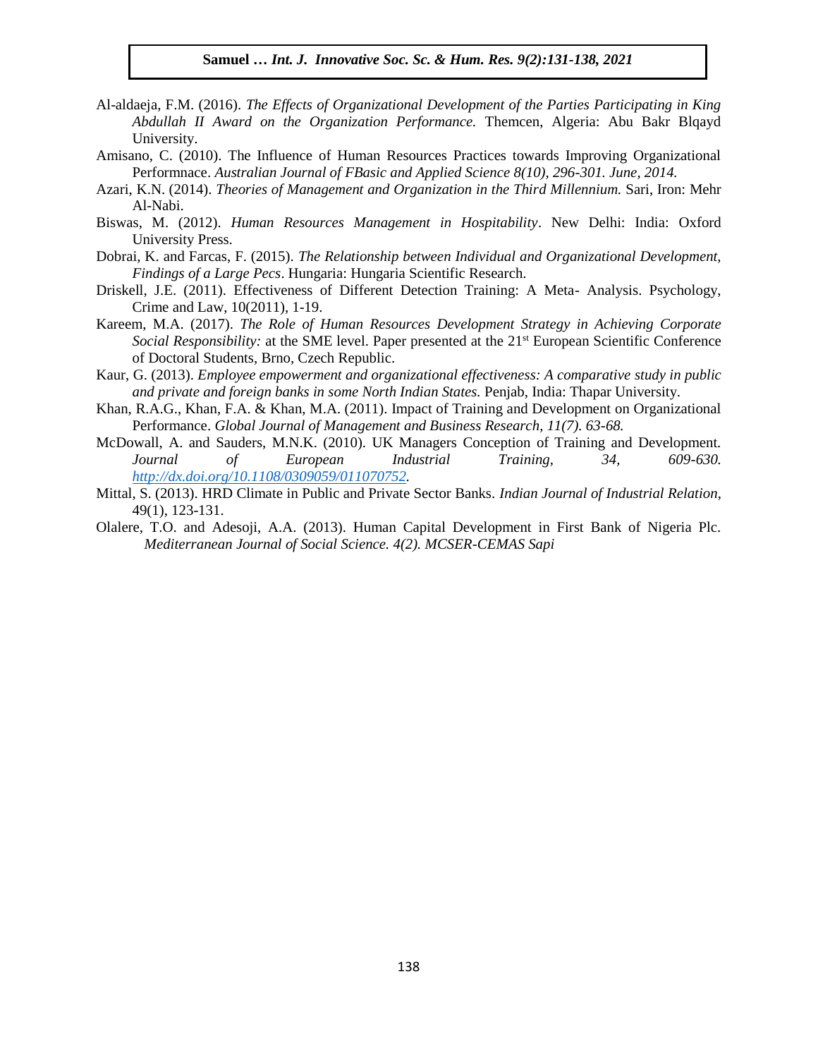Al-aldaeja, F.M. (2016). *The Effects of Organizational Development of the Parties Participating in King Abdullah II Award on the Organization Performance.* Themcen, Algeria: Abu Bakr Blqayd University.

Amisano, C. (2010). The Influence of Human Resources Practices towards Improving Organizational Performnace. *Australian Journal of FBasic and Applied Science 8(10), 296-301. June, 2014.*

Azari, K.N. (2014). *Theories of Management and Organization in the Third Millennium.* Sari, Iron: Mehr Al-Nabi.

Biswas, M. (2012). *Human Resources Management in Hospitability*. New Delhi: India: Oxford University Press.

Dobrai, K. and Farcas, F. (2015). *The Relationship between Individual and Organizational Development, Findings of a Large Pecs*. Hungaria: Hungaria Scientific Research.

Driskell, J.E. (2011). Effectiveness of Different Detection Training: A Meta- Analysis. Psychology, Crime and Law, 10(2011), 1-19.

Kareem, M.A. (2017). *The Role of Human Resources Development Strategy in Achieving Corporate Social Responsibility:* at the SME level. Paper presented at the 21st European Scientific Conference of Doctoral Students, Brno, Czech Republic.

Kaur, G. (2013). *Employee empowerment and organizational effectiveness: A comparative study in public and private and foreign banks in some North Indian States.* Penjab, India: Thapar University.

Khan, R.A.G., Khan, F.A. & Khan, M.A. (2011). Impact of Training and Development on Organizational Performance. *Global Journal of Management and Business Research, 11(7). 63-68.*

McDowall, A. and Sauders, M.N.K. (2010). UK Managers Conception of Training and Development. *Journal of European Industrial Training, 34, 609-630. http://dx.doi.org/10.1108/0309059/011070752.*

Mittal, S. (2013). HRD Climate in Public and Private Sector Banks. *Indian Journal of Industrial Relation*, 49(1), 123-131.

Olalere, T.O. and Adesoji, A.A. (2013). Human Capital Development in First Bank of Nigeria Plc. *Mediterranean Journal of Social Science. 4(2). MCSER-CEMAS Sapi*